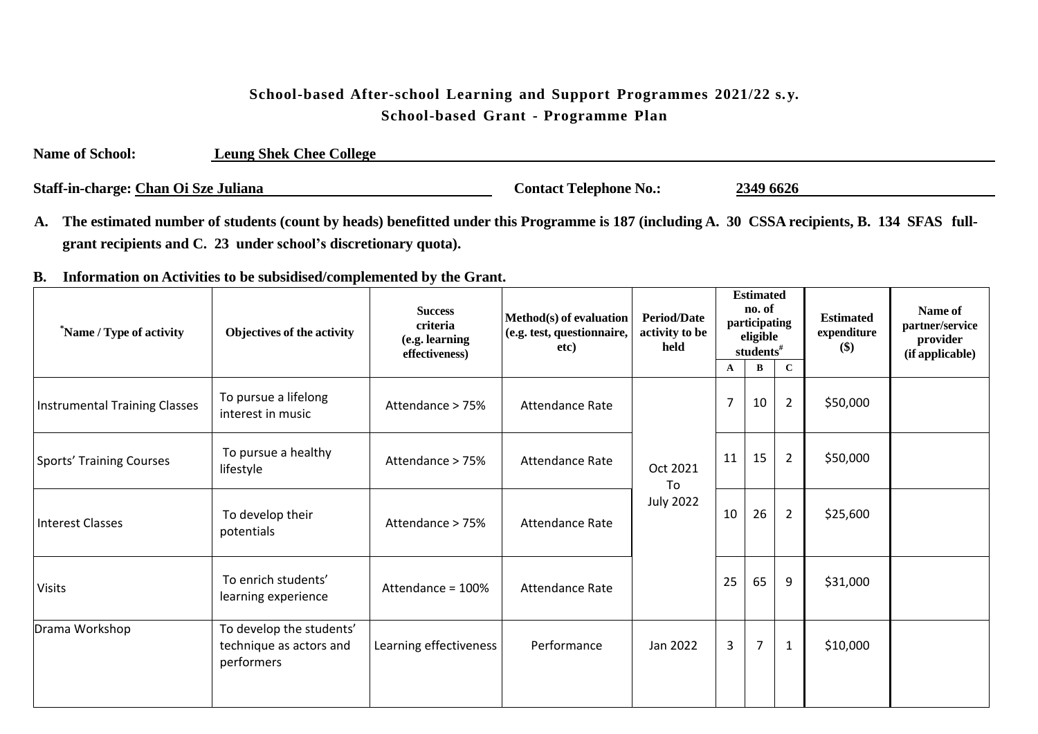# School-based After-school Learning and Support Programmes 2021/22 s.y.

## School-based Grant - Programme Plan

**Name of School:** **Leung Shek Chee College**

**Staff-in-charge: Chan Oi Sze Juliana** **Contact Telephone No.:** **2349 6626**

**A. The estimated number of students (count by heads) benefitted under this Programme is 187 (including A. 30 CSSA recipients, B. 134 SFAS full-grant recipients and C. 23 under school's discretionary quota).**

**B. Information on Activities to be subsidised/complemented by the Grant.**

| *Name / Type of activity | Objectives of the activity | Success criteria (e.g. learning effectiveness) | Method(s) of evaluation (e.g. test, questionnaire, etc) | Period/Date activity to be held | Estimated no. of participating eligible students# | | | Estimated expenditure ($) | Name of partner/service provider (if applicable) |
|---|---|---|---|---|---|---|---|---|---|
| | | | | | A | B | C | | |
| Instrumental Training Classes | To pursue a lifelong interest in music | Attendance > 75% | Attendance Rate | Oct 2021 To July 2022 | 7 | 10 | 2 | $50,000 | |
| Sports' Training Courses | To pursue a healthy lifestyle | Attendance > 75% | Attendance Rate | | 11 | 15 | 2 | $50,000 | |
| Interest Classes | To develop their potentials | Attendance > 75% | Attendance Rate | | 10 | 26 | 2 | $25,600 | |
| Visits | To enrich students' learning experience | Attendance = 100% | Attendance Rate | | 25 | 65 | 9 | $31,000 | |
| Drama Workshop | To develop the students' technique as actors and performers | Learning effectiveness | Performance | Jan 2022 | 3 | 7 | 1 | $10,000 | |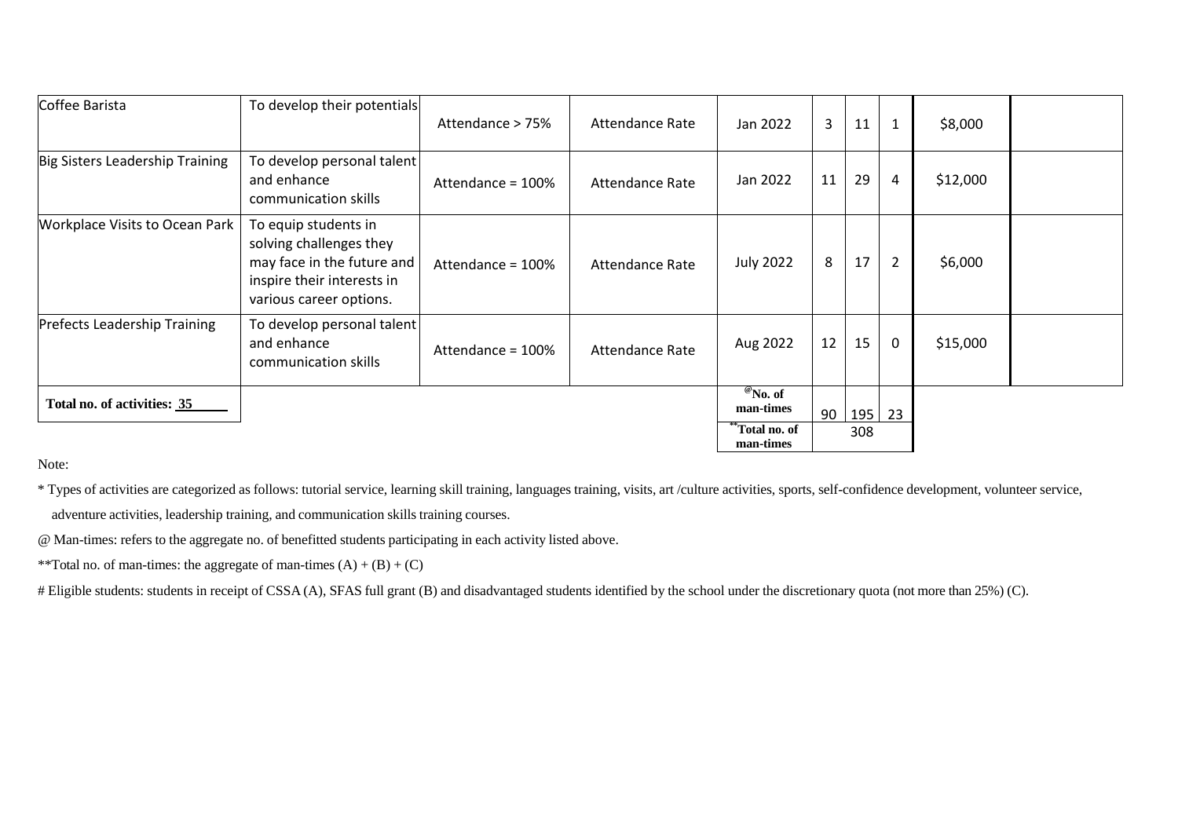| | | | | | | | | | |
|---|---|---|---|---|---|---|---|---|---|
| Coffee Barista | To develop their potentials | Attendance > 75% | Attendance Rate | Jan 2022 | 3 | 11 | 1 | $8,000 | |
| Big Sisters Leadership Training | To develop personal talent and enhance communication skills | Attendance = 100% | Attendance Rate | Jan 2022 | 11 | 29 | 4 | $12,000 | |
| Workplace Visits to Ocean Park | To equip students in solving challenges they may face in the future and inspire their interests in various career options. | Attendance = 100% | Attendance Rate | July 2022 | 8 | 17 | 2 | $6,000 | |
| Prefects Leadership Training | To develop personal talent and enhance communication skills | Attendance = 100% | Attendance Rate | Aug 2022 | 12 | 15 | 0 | $15,000 | |
| **Total no. of activities: 35** | | | | **@No. of man-times** | 90 | 195 | 23 | | |
| | | | | **\*\*Total no. of man-times** | 308 | | | | |

Note:

* Types of activities are categorized as follows: tutorial service, learning skill training, languages training, visits, art /culture activities, sports, self-confidence development, volunteer service, adventure activities, leadership training, and communication skills training courses.

@ Man-times: refers to the aggregate no. of benefitted students participating in each activity listed above.

**Total no. of man-times: the aggregate of man-times (A) + (B) + (C)

# Eligible students: students in receipt of CSSA (A), SFAS full grant (B) and disadvantaged students identified by the school under the discretionary quota (not more than 25%) (C).